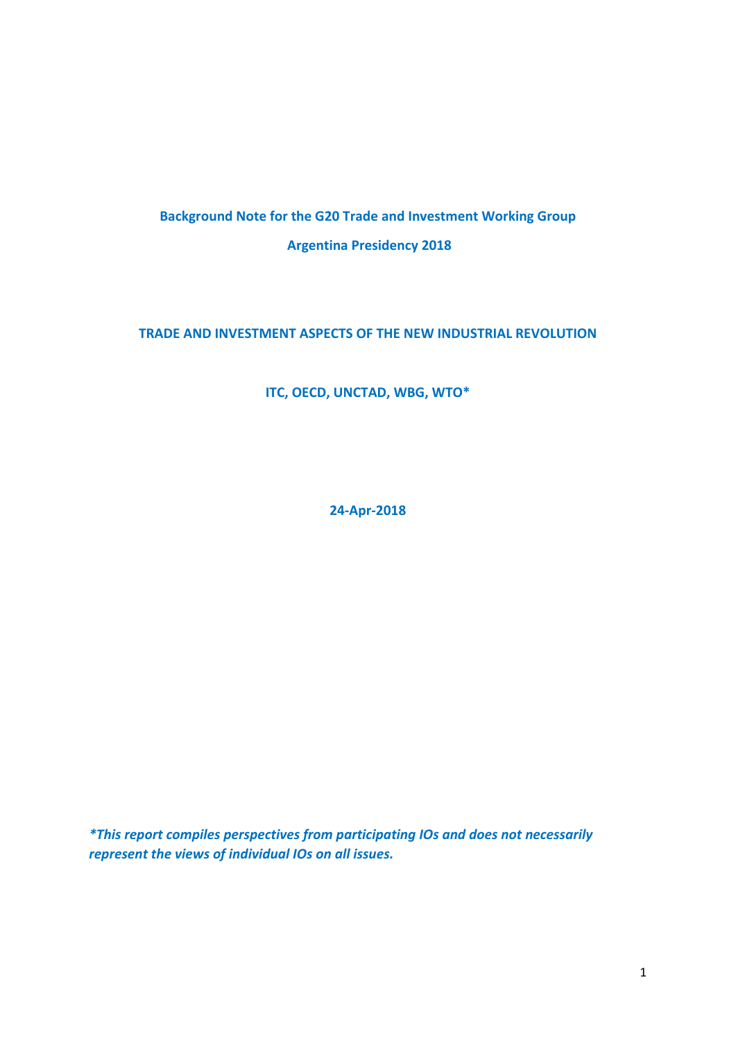**Background Note for the G20 Trade and Investment Working Group**

**Argentina Presidency 2018**

# TRADE AND INVESTMENT ASPECTS OF THE NEW INDUSTRIAL REVOLUTION

**ITC, OECD, UNCTAD, WBG, WTO***

**24-Apr-2018**

***This report compiles perspectives from participating IOs and does not necessarily represent the views of individual IOs on all issues.***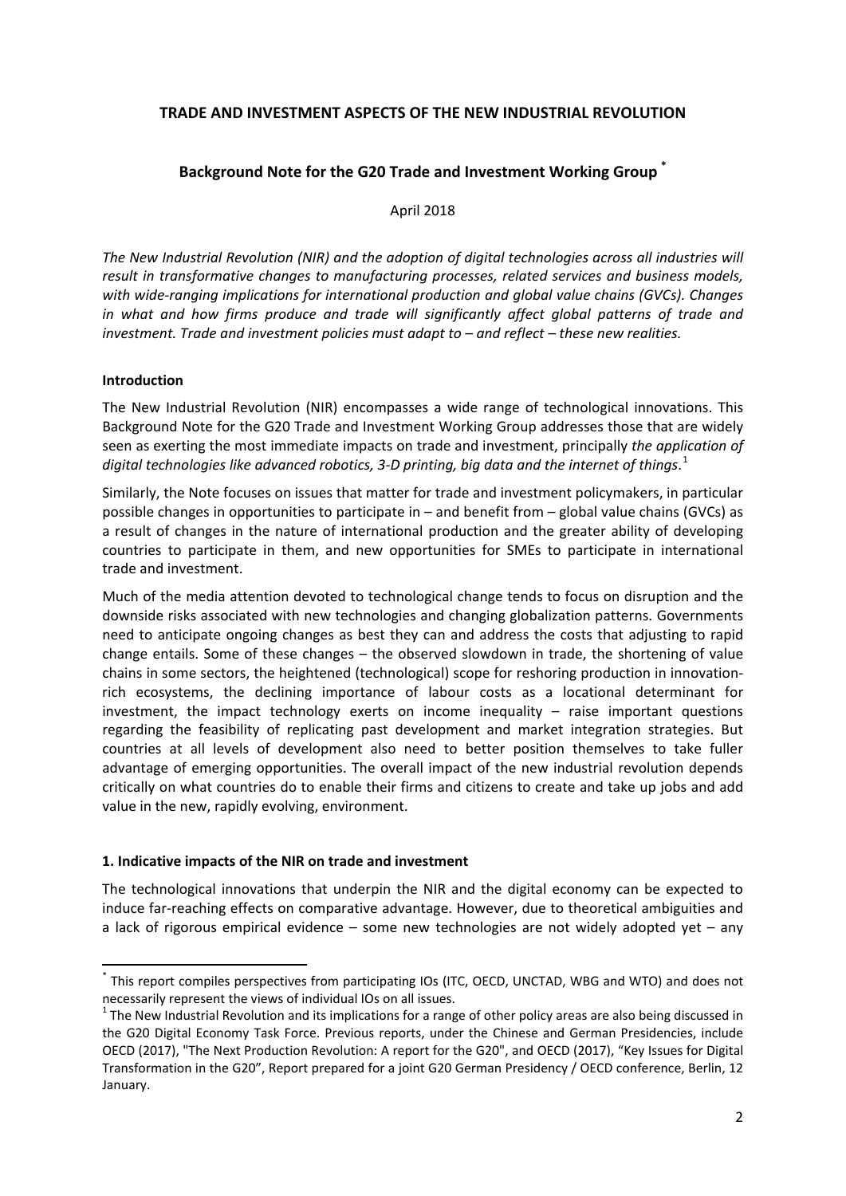## TRADE AND INVESTMENT ASPECTS OF THE NEW INDUSTRIAL REVOLUTION

### Background Note for the G20 Trade and Investment Working Group [*]

April 2018

*The New Industrial Revolution (NIR) and the adoption of digital technologies across all industries will result in transformative changes to manufacturing processes, related services and business models, with wide-ranging implications for international production and global value chains (GVCs). Changes in what and how firms produce and trade will significantly affect global patterns of trade and investment. Trade and investment policies must adapt to – and reflect – these new realities.*

**Introduction**

The New Industrial Revolution (NIR) encompasses a wide range of technological innovations. This Background Note for the G20 Trade and Investment Working Group addresses those that are widely seen as exerting the most immediate impacts on trade and investment, principally *the application of digital technologies like advanced robotics, 3-D printing, big data and the internet of things*.[1]

Similarly, the Note focuses on issues that matter for trade and investment policymakers, in particular possible changes in opportunities to participate in – and benefit from – global value chains (GVCs) as a result of changes in the nature of international production and the greater ability of developing countries to participate in them, and new opportunities for SMEs to participate in international trade and investment.

Much of the media attention devoted to technological change tends to focus on disruption and the downside risks associated with new technologies and changing globalization patterns. Governments need to anticipate ongoing changes as best they can and address the costs that adjusting to rapid change entails. Some of these changes – the observed slowdown in trade, the shortening of value chains in some sectors, the heightened (technological) scope for reshoring production in innovation-rich ecosystems, the declining importance of labour costs as a locational determinant for investment, the impact technology exerts on income inequality – raise important questions regarding the feasibility of replicating past development and market integration strategies. But countries at all levels of development also need to better position themselves to take fuller advantage of emerging opportunities. The overall impact of the new industrial revolution depends critically on what countries do to enable their firms and citizens to create and take up jobs and add value in the new, rapidly evolving, environment.

**1. Indicative impacts of the NIR on trade and investment**

The technological innovations that underpin the NIR and the digital economy can be expected to induce far-reaching effects on comparative advantage. However, due to theoretical ambiguities and a lack of rigorous empirical evidence – some new technologies are not widely adopted yet – any

---

[*] This report compiles perspectives from participating IOs (ITC, OECD, UNCTAD, WBG and WTO) and does not necessarily represent the views of individual IOs on all issues.

[1] The New Industrial Revolution and its implications for a range of other policy areas are also being discussed in the G20 Digital Economy Task Force. Previous reports, under the Chinese and German Presidencies, include OECD (2017), "The Next Production Revolution: A report for the G20", and OECD (2017), "Key Issues for Digital Transformation in the G20", Report prepared for a joint G20 German Presidency / OECD conference, Berlin, 12 January.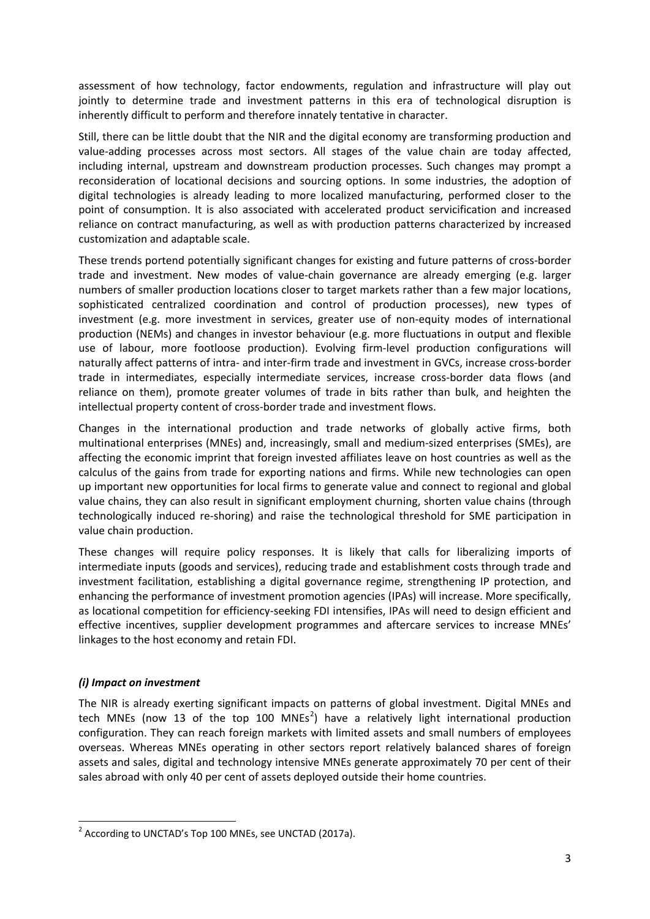assessment of how technology, factor endowments, regulation and infrastructure will play out jointly to determine trade and investment patterns in this era of technological disruption is inherently difficult to perform and therefore innately tentative in character.

Still, there can be little doubt that the NIR and the digital economy are transforming production and value-adding processes across most sectors. All stages of the value chain are today affected, including internal, upstream and downstream production processes. Such changes may prompt a reconsideration of locational decisions and sourcing options. In some industries, the adoption of digital technologies is already leading to more localized manufacturing, performed closer to the point of consumption. It is also associated with accelerated product servicification and increased reliance on contract manufacturing, as well as with production patterns characterized by increased customization and adaptable scale.

These trends portend potentially significant changes for existing and future patterns of cross-border trade and investment. New modes of value-chain governance are already emerging (e.g. larger numbers of smaller production locations closer to target markets rather than a few major locations, sophisticated centralized coordination and control of production processes), new types of investment (e.g. more investment in services, greater use of non-equity modes of international production (NEMs) and changes in investor behaviour (e.g. more fluctuations in output and flexible use of labour, more footloose production). Evolving firm-level production configurations will naturally affect patterns of intra- and inter-firm trade and investment in GVCs, increase cross-border trade in intermediates, especially intermediate services, increase cross-border data flows (and reliance on them), promote greater volumes of trade in bits rather than bulk, and heighten the intellectual property content of cross-border trade and investment flows.

Changes in the international production and trade networks of globally active firms, both multinational enterprises (MNEs) and, increasingly, small and medium-sized enterprises (SMEs), are affecting the economic imprint that foreign invested affiliates leave on host countries as well as the calculus of the gains from trade for exporting nations and firms. While new technologies can open up important new opportunities for local firms to generate value and connect to regional and global value chains, they can also result in significant employment churning, shorten value chains (through technologically induced re-shoring) and raise the technological threshold for SME participation in value chain production.

These changes will require policy responses. It is likely that calls for liberalizing imports of intermediate inputs (goods and services), reducing trade and establishment costs through trade and investment facilitation, establishing a digital governance regime, strengthening IP protection, and enhancing the performance of investment promotion agencies (IPAs) will increase. More specifically, as locational competition for efficiency-seeking FDI intensifies, IPAs will need to design efficient and effective incentives, supplier development programmes and aftercare services to increase MNEs' linkages to the host economy and retain FDI.

### *(i) Impact on investment*

The NIR is already exerting significant impacts on patterns of global investment. Digital MNEs and tech MNEs (now 13 of the top 100 MNEs[2]) have a relatively light international production configuration. They can reach foreign markets with limited assets and small numbers of employees overseas. Whereas MNEs operating in other sectors report relatively balanced shares of foreign assets and sales, digital and technology intensive MNEs generate approximately 70 per cent of their sales abroad with only 40 per cent of assets deployed outside their home countries.

[2] According to UNCTAD's Top 100 MNEs, see UNCTAD (2017a).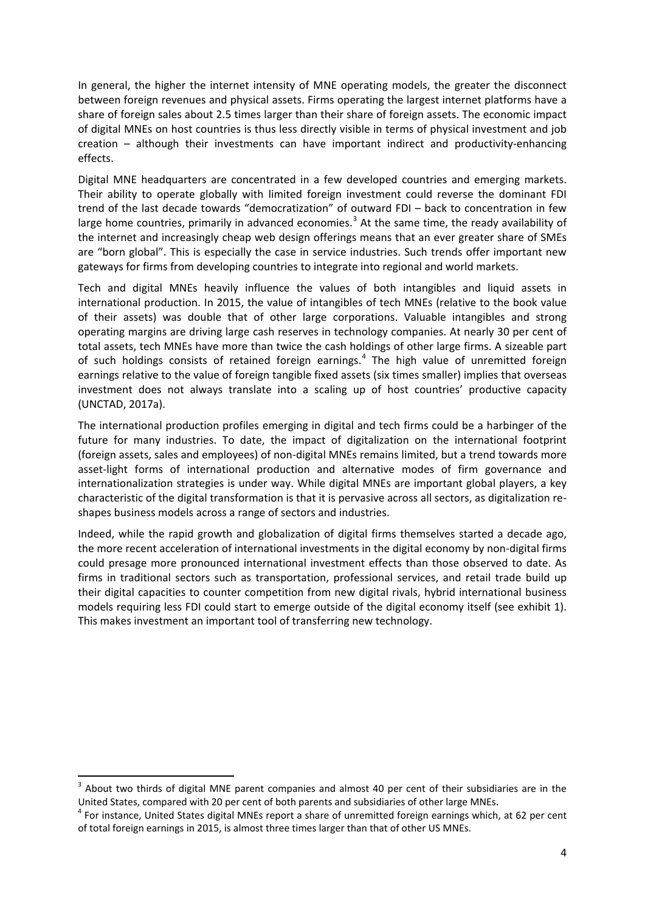In general, the higher the internet intensity of MNE operating models, the greater the disconnect between foreign revenues and physical assets. Firms operating the largest internet platforms have a share of foreign sales about 2.5 times larger than their share of foreign assets. The economic impact of digital MNEs on host countries is thus less directly visible in terms of physical investment and job creation – although their investments can have important indirect and productivity-enhancing effects.

Digital MNE headquarters are concentrated in a few developed countries and emerging markets. Their ability to operate globally with limited foreign investment could reverse the dominant FDI trend of the last decade towards "democratization" of outward FDI – back to concentration in few large home countries, primarily in advanced economies.[3] At the same time, the ready availability of the internet and increasingly cheap web design offerings means that an ever greater share of SMEs are "born global". This is especially the case in service industries. Such trends offer important new gateways for firms from developing countries to integrate into regional and world markets.

Tech and digital MNEs heavily influence the values of both intangibles and liquid assets in international production. In 2015, the value of intangibles of tech MNEs (relative to the book value of their assets) was double that of other large corporations. Valuable intangibles and strong operating margins are driving large cash reserves in technology companies. At nearly 30 per cent of total assets, tech MNEs have more than twice the cash holdings of other large firms. A sizeable part of such holdings consists of retained foreign earnings.[4] The high value of unremitted foreign earnings relative to the value of foreign tangible fixed assets (six times smaller) implies that overseas investment does not always translate into a scaling up of host countries' productive capacity (UNCTAD, 2017a).

The international production profiles emerging in digital and tech firms could be a harbinger of the future for many industries. To date, the impact of digitalization on the international footprint (foreign assets, sales and employees) of non-digital MNEs remains limited, but a trend towards more asset-light forms of international production and alternative modes of firm governance and internationalization strategies is under way. While digital MNEs are important global players, a key characteristic of the digital transformation is that it is pervasive across all sectors, as digitalization re-shapes business models across a range of sectors and industries.

Indeed, while the rapid growth and globalization of digital firms themselves started a decade ago, the more recent acceleration of international investments in the digital economy by non-digital firms could presage more pronounced international investment effects than those observed to date. As firms in traditional sectors such as transportation, professional services, and retail trade build up their digital capacities to counter competition from new digital rivals, hybrid international business models requiring less FDI could start to emerge outside of the digital economy itself (see exhibit 1). This makes investment an important tool of transferring new technology.

---

[3] About two thirds of digital MNE parent companies and almost 40 per cent of their subsidiaries are in the United States, compared with 20 per cent of both parents and subsidiaries of other large MNEs.

[4] For instance, United States digital MNEs report a share of unremitted foreign earnings which, at 62 per cent of total foreign earnings in 2015, is almost three times larger than that of other US MNEs.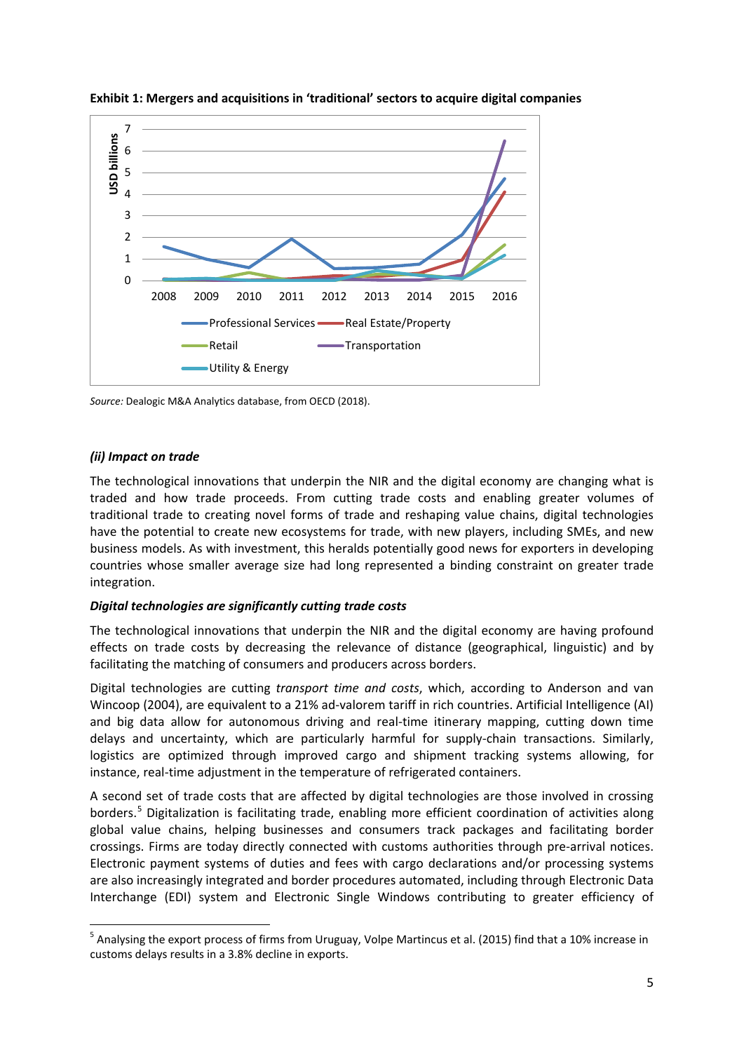**Exhibit 1: Mergers and acquisitions in 'traditional' sectors to acquire digital companies**

*Source:* Dealogic M&A Analytics database, from OECD (2018).

### *(ii) Impact on trade*

The technological innovations that underpin the NIR and the digital economy are changing what is traded and how trade proceeds. From cutting trade costs and enabling greater volumes of traditional trade to creating novel forms of trade and reshaping value chains, digital technologies have the potential to create new ecosystems for trade, with new players, including SMEs, and new business models. As with investment, this heralds potentially good news for exporters in developing countries whose smaller average size had long represented a binding constraint on greater trade integration.

***Digital technologies are significantly cutting trade costs***

The technological innovations that underpin the NIR and the digital economy are having profound effects on trade costs by decreasing the relevance of distance (geographical, linguistic) and by facilitating the matching of consumers and producers across borders.

Digital technologies are cutting *transport time and costs*, which, according to Anderson and van Wincoop (2004), are equivalent to a 21% ad-valorem tariff in rich countries. Artificial Intelligence (AI) and big data allow for autonomous driving and real-time itinerary mapping, cutting down time delays and uncertainty, which are particularly harmful for supply-chain transactions. Similarly, logistics are optimized through improved cargo and shipment tracking systems allowing, for instance, real-time adjustment in the temperature of refrigerated containers.

A second set of trade costs that are affected by digital technologies are those involved in crossing borders.[5] Digitalization is facilitating trade, enabling more efficient coordination of activities along global value chains, helping businesses and consumers track packages and facilitating border crossings. Firms are today directly connected with customs authorities through pre-arrival notices. Electronic payment systems of duties and fees with cargo declarations and/or processing systems are also increasingly integrated and border procedures automated, including through Electronic Data Interchange (EDI) system and Electronic Single Windows contributing to greater efficiency of

[5] Analysing the export process of firms from Uruguay, Volpe Martincus et al. (2015) find that a 10% increase in customs delays results in a 3.8% decline in exports.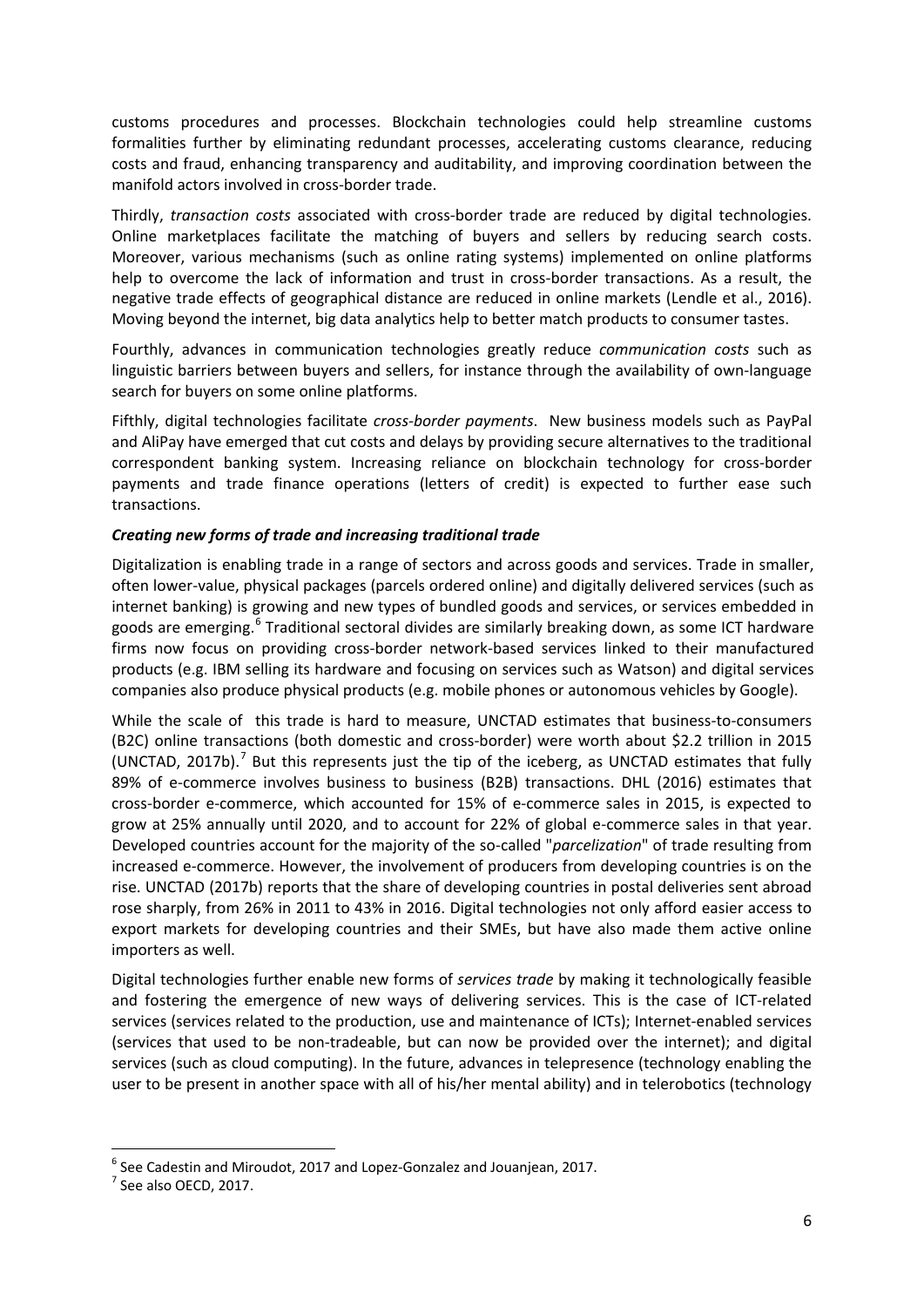customs procedures and processes. Blockchain technologies could help streamline customs formalities further by eliminating redundant processes, accelerating customs clearance, reducing costs and fraud, enhancing transparency and auditability, and improving coordination between the manifold actors involved in cross-border trade.

Thirdly, *transaction costs* associated with cross-border trade are reduced by digital technologies. Online marketplaces facilitate the matching of buyers and sellers by reducing search costs. Moreover, various mechanisms (such as online rating systems) implemented on online platforms help to overcome the lack of information and trust in cross-border transactions. As a result, the negative trade effects of geographical distance are reduced in online markets (Lendle et al., 2016). Moving beyond the internet, big data analytics help to better match products to consumer tastes.

Fourthly, advances in communication technologies greatly reduce *communication costs* such as linguistic barriers between buyers and sellers, for instance through the availability of own-language search for buyers on some online platforms.

Fifthly, digital technologies facilitate *cross-border payments*. New business models such as PayPal and AliPay have emerged that cut costs and delays by providing secure alternatives to the traditional correspondent banking system. Increasing reliance on blockchain technology for cross-border payments and trade finance operations (letters of credit) is expected to further ease such transactions.

***Creating new forms of trade and increasing traditional trade***

Digitalization is enabling trade in a range of sectors and across goods and services. Trade in smaller, often lower-value, physical packages (parcels ordered online) and digitally delivered services (such as internet banking) is growing and new types of bundled goods and services, or services embedded in goods are emerging.[6] Traditional sectoral divides are similarly breaking down, as some ICT hardware firms now focus on providing cross-border network-based services linked to their manufactured products (e.g. IBM selling its hardware and focusing on services such as Watson) and digital services companies also produce physical products (e.g. mobile phones or autonomous vehicles by Google).

While the scale of this trade is hard to measure, UNCTAD estimates that business-to-consumers (B2C) online transactions (both domestic and cross-border) were worth about $2.2 trillion in 2015 (UNCTAD, 2017b).[7] But this represents just the tip of the iceberg, as UNCTAD estimates that fully 89% of e-commerce involves business to business (B2B) transactions. DHL (2016) estimates that cross-border e-commerce, which accounted for 15% of e-commerce sales in 2015, is expected to grow at 25% annually until 2020, and to account for 22% of global e-commerce sales in that year. Developed countries account for the majority of the so-called "*parcelization*" of trade resulting from increased e-commerce. However, the involvement of producers from developing countries is on the rise. UNCTAD (2017b) reports that the share of developing countries in postal deliveries sent abroad rose sharply, from 26% in 2011 to 43% in 2016. Digital technologies not only afford easier access to export markets for developing countries and their SMEs, but have also made them active online importers as well.

Digital technologies further enable new forms of *services trade* by making it technologically feasible and fostering the emergence of new ways of delivering services. This is the case of ICT-related services (services related to the production, use and maintenance of ICTs); Internet-enabled services (services that used to be non-tradeable, but can now be provided over the internet); and digital services (such as cloud computing). In the future, advances in telepresence (technology enabling the user to be present in another space with all of his/her mental ability) and in telerobotics (technology

---

[6] See Cadestin and Miroudot, 2017 and Lopez-Gonzalez and Jouanjean, 2017.

[7] See also OECD, 2017.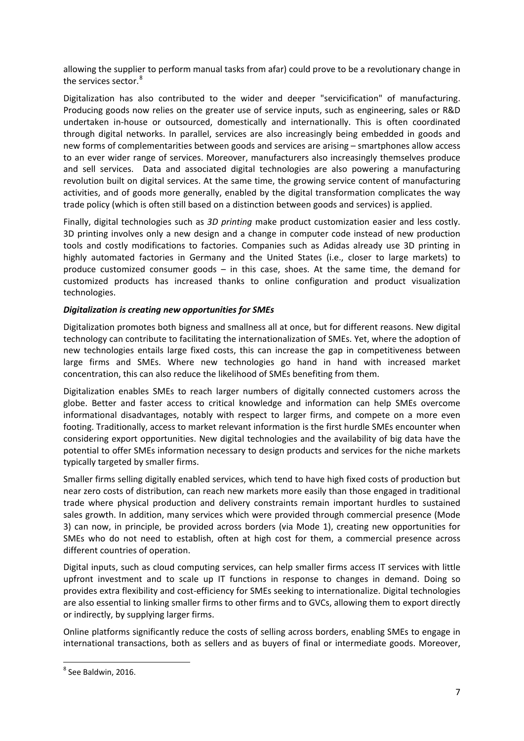allowing the supplier to perform manual tasks from afar) could prove to be a revolutionary change in the services sector.[8]

Digitalization has also contributed to the wider and deeper "servicification" of manufacturing. Producing goods now relies on the greater use of service inputs, such as engineering, sales or R&D undertaken in-house or outsourced, domestically and internationally. This is often coordinated through digital networks. In parallel, services are also increasingly being embedded in goods and new forms of complementarities between goods and services are arising – smartphones allow access to an ever wider range of services. Moreover, manufacturers also increasingly themselves produce and sell services. Data and associated digital technologies are also powering a manufacturing revolution built on digital services. At the same time, the growing service content of manufacturing activities, and of goods more generally, enabled by the digital transformation complicates the way trade policy (which is often still based on a distinction between goods and services) is applied.

Finally, digital technologies such as *3D printing* make product customization easier and less costly. 3D printing involves only a new design and a change in computer code instead of new production tools and costly modifications to factories. Companies such as Adidas already use 3D printing in highly automated factories in Germany and the United States (i.e., closer to large markets) to produce customized consumer goods – in this case, shoes. At the same time, the demand for customized products has increased thanks to online configuration and product visualization technologies.

***Digitalization is creating new opportunities for SMEs***

Digitalization promotes both bigness and smallness all at once, but for different reasons. New digital technology can contribute to facilitating the internationalization of SMEs. Yet, where the adoption of new technologies entails large fixed costs, this can increase the gap in competitiveness between large firms and SMEs. Where new technologies go hand in hand with increased market concentration, this can also reduce the likelihood of SMEs benefiting from them.

Digitalization enables SMEs to reach larger numbers of digitally connected customers across the globe. Better and faster access to critical knowledge and information can help SMEs overcome informational disadvantages, notably with respect to larger firms, and compete on a more even footing. Traditionally, access to market relevant information is the first hurdle SMEs encounter when considering export opportunities. New digital technologies and the availability of big data have the potential to offer SMEs information necessary to design products and services for the niche markets typically targeted by smaller firms.

Smaller firms selling digitally enabled services, which tend to have high fixed costs of production but near zero costs of distribution, can reach new markets more easily than those engaged in traditional trade where physical production and delivery constraints remain important hurdles to sustained sales growth. In addition, many services which were provided through commercial presence (Mode 3) can now, in principle, be provided across borders (via Mode 1), creating new opportunities for SMEs who do not need to establish, often at high cost for them, a commercial presence across different countries of operation.

Digital inputs, such as cloud computing services, can help smaller firms access IT services with little upfront investment and to scale up IT functions in response to changes in demand. Doing so provides extra flexibility and cost-efficiency for SMEs seeking to internationalize. Digital technologies are also essential to linking smaller firms to other firms and to GVCs, allowing them to export directly or indirectly, by supplying larger firms.

Online platforms significantly reduce the costs of selling across borders, enabling SMEs to engage in international transactions, both as sellers and as buyers of final or intermediate goods. Moreover,

---

[8] See Baldwin, 2016.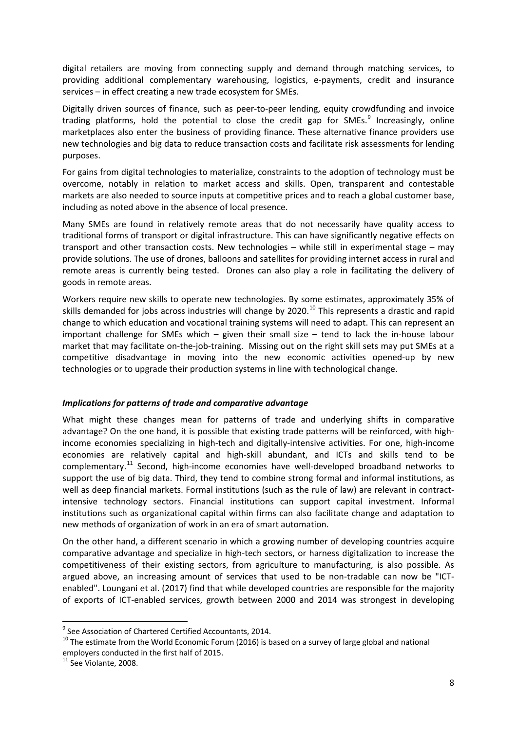digital retailers are moving from connecting supply and demand through matching services, to providing additional complementary warehousing, logistics, e-payments, credit and insurance services – in effect creating a new trade ecosystem for SMEs.

Digitally driven sources of finance, such as peer-to-peer lending, equity crowdfunding and invoice trading platforms, hold the potential to close the credit gap for SMEs.[9] Increasingly, online marketplaces also enter the business of providing finance. These alternative finance providers use new technologies and big data to reduce transaction costs and facilitate risk assessments for lending purposes.

For gains from digital technologies to materialize, constraints to the adoption of technology must be overcome, notably in relation to market access and skills. Open, transparent and contestable markets are also needed to source inputs at competitive prices and to reach a global customer base, including as noted above in the absence of local presence.

Many SMEs are found in relatively remote areas that do not necessarily have quality access to traditional forms of transport or digital infrastructure. This can have significantly negative effects on transport and other transaction costs. New technologies – while still in experimental stage – may provide solutions. The use of drones, balloons and satellites for providing internet access in rural and remote areas is currently being tested. Drones can also play a role in facilitating the delivery of goods in remote areas.

Workers require new skills to operate new technologies. By some estimates, approximately 35% of skills demanded for jobs across industries will change by 2020.[10] This represents a drastic and rapid change to which education and vocational training systems will need to adapt. This can represent an important challenge for SMEs which – given their small size – tend to lack the in-house labour market that may facilitate on-the-job-training. Missing out on the right skill sets may put SMEs at a competitive disadvantage in moving into the new economic activities opened-up by new technologies or to upgrade their production systems in line with technological change.

### *Implications for patterns of trade and comparative advantage*

What might these changes mean for patterns of trade and underlying shifts in comparative advantage? On the one hand, it is possible that existing trade patterns will be reinforced, with high-income economies specializing in high-tech and digitally-intensive activities. For one, high-income economies are relatively capital and high-skill abundant, and ICTs and skills tend to be complementary.[11] Second, high-income economies have well-developed broadband networks to support the use of big data. Third, they tend to combine strong formal and informal institutions, as well as deep financial markets. Formal institutions (such as the rule of law) are relevant in contract-intensive technology sectors. Financial institutions can support capital investment. Informal institutions such as organizational capital within firms can also facilitate change and adaptation to new methods of organization of work in an era of smart automation.

On the other hand, a different scenario in which a growing number of developing countries acquire comparative advantage and specialize in high-tech sectors, or harness digitalization to increase the competitiveness of their existing sectors, from agriculture to manufacturing, is also possible. As argued above, an increasing amount of services that used to be non-tradable can now be "ICT-enabled". Loungani et al. (2017) find that while developed countries are responsible for the majority of exports of ICT-enabled services, growth between 2000 and 2014 was strongest in developing

---

[9] See Association of Chartered Certified Accountants, 2014.

[10] The estimate from the World Economic Forum (2016) is based on a survey of large global and national employers conducted in the first half of 2015.

[11] See Violante, 2008.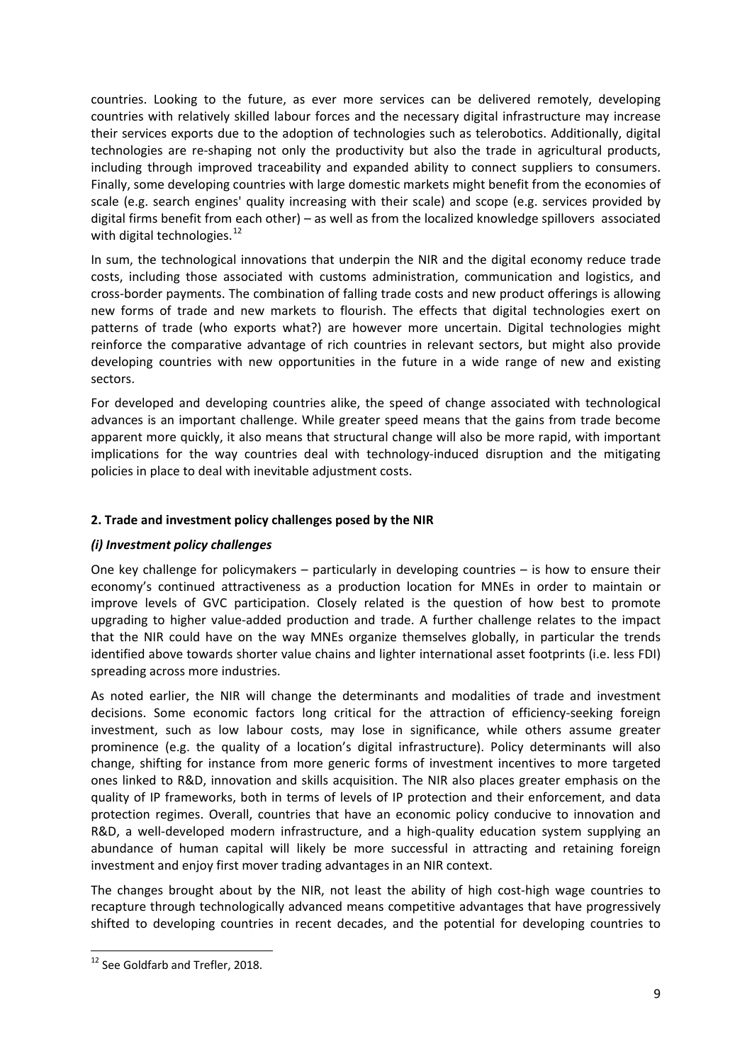countries. Looking to the future, as ever more services can be delivered remotely, developing countries with relatively skilled labour forces and the necessary digital infrastructure may increase their services exports due to the adoption of technologies such as telerobotics. Additionally, digital technologies are re-shaping not only the productivity but also the trade in agricultural products, including through improved traceability and expanded ability to connect suppliers to consumers. Finally, some developing countries with large domestic markets might benefit from the economies of scale (e.g. search engines' quality increasing with their scale) and scope (e.g. services provided by digital firms benefit from each other) – as well as from the localized knowledge spillovers associated with digital technologies.[12]

In sum, the technological innovations that underpin the NIR and the digital economy reduce trade costs, including those associated with customs administration, communication and logistics, and cross-border payments. The combination of falling trade costs and new product offerings is allowing new forms of trade and new markets to flourish. The effects that digital technologies exert on patterns of trade (who exports what?) are however more uncertain. Digital technologies might reinforce the comparative advantage of rich countries in relevant sectors, but might also provide developing countries with new opportunities in the future in a wide range of new and existing sectors.

For developed and developing countries alike, the speed of change associated with technological advances is an important challenge. While greater speed means that the gains from trade become apparent more quickly, it also means that structural change will also be more rapid, with important implications for the way countries deal with technology-induced disruption and the mitigating policies in place to deal with inevitable adjustment costs.

## 2. Trade and investment policy challenges posed by the NIR

### *(i) Investment policy challenges*

One key challenge for policymakers – particularly in developing countries – is how to ensure their economy's continued attractiveness as a production location for MNEs in order to maintain or improve levels of GVC participation. Closely related is the question of how best to promote upgrading to higher value-added production and trade. A further challenge relates to the impact that the NIR could have on the way MNEs organize themselves globally, in particular the trends identified above towards shorter value chains and lighter international asset footprints (i.e. less FDI) spreading across more industries.

As noted earlier, the NIR will change the determinants and modalities of trade and investment decisions. Some economic factors long critical for the attraction of efficiency-seeking foreign investment, such as low labour costs, may lose in significance, while others assume greater prominence (e.g. the quality of a location's digital infrastructure). Policy determinants will also change, shifting for instance from more generic forms of investment incentives to more targeted ones linked to R&D, innovation and skills acquisition. The NIR also places greater emphasis on the quality of IP frameworks, both in terms of levels of IP protection and their enforcement, and data protection regimes. Overall, countries that have an economic policy conducive to innovation and R&D, a well-developed modern infrastructure, and a high-quality education system supplying an abundance of human capital will likely be more successful in attracting and retaining foreign investment and enjoy first mover trading advantages in an NIR context.

The changes brought about by the NIR, not least the ability of high cost-high wage countries to recapture through technologically advanced means competitive advantages that have progressively shifted to developing countries in recent decades, and the potential for developing countries to

---

[12] See Goldfarb and Trefler, 2018.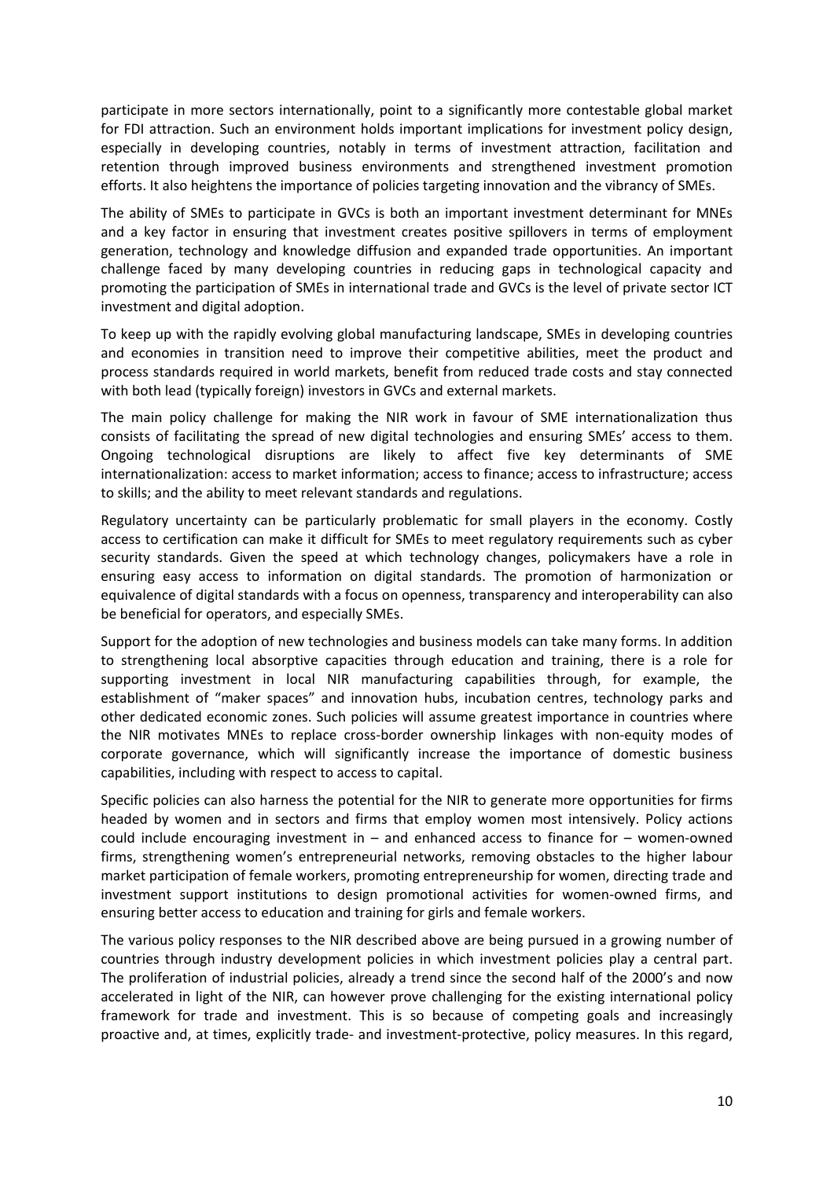participate in more sectors internationally, point to a significantly more contestable global market for FDI attraction. Such an environment holds important implications for investment policy design, especially in developing countries, notably in terms of investment attraction, facilitation and retention through improved business environments and strengthened investment promotion efforts. It also heightens the importance of policies targeting innovation and the vibrancy of SMEs.

The ability of SMEs to participate in GVCs is both an important investment determinant for MNEs and a key factor in ensuring that investment creates positive spillovers in terms of employment generation, technology and knowledge diffusion and expanded trade opportunities. An important challenge faced by many developing countries in reducing gaps in technological capacity and promoting the participation of SMEs in international trade and GVCs is the level of private sector ICT investment and digital adoption.

To keep up with the rapidly evolving global manufacturing landscape, SMEs in developing countries and economies in transition need to improve their competitive abilities, meet the product and process standards required in world markets, benefit from reduced trade costs and stay connected with both lead (typically foreign) investors in GVCs and external markets.

The main policy challenge for making the NIR work in favour of SME internationalization thus consists of facilitating the spread of new digital technologies and ensuring SMEs' access to them. Ongoing technological disruptions are likely to affect five key determinants of SME internationalization: access to market information; access to finance; access to infrastructure; access to skills; and the ability to meet relevant standards and regulations.

Regulatory uncertainty can be particularly problematic for small players in the economy. Costly access to certification can make it difficult for SMEs to meet regulatory requirements such as cyber security standards. Given the speed at which technology changes, policymakers have a role in ensuring easy access to information on digital standards. The promotion of harmonization or equivalence of digital standards with a focus on openness, transparency and interoperability can also be beneficial for operators, and especially SMEs.

Support for the adoption of new technologies and business models can take many forms. In addition to strengthening local absorptive capacities through education and training, there is a role for supporting investment in local NIR manufacturing capabilities through, for example, the establishment of "maker spaces" and innovation hubs, incubation centres, technology parks and other dedicated economic zones. Such policies will assume greatest importance in countries where the NIR motivates MNEs to replace cross-border ownership linkages with non-equity modes of corporate governance, which will significantly increase the importance of domestic business capabilities, including with respect to access to capital.

Specific policies can also harness the potential for the NIR to generate more opportunities for firms headed by women and in sectors and firms that employ women most intensively. Policy actions could include encouraging investment in – and enhanced access to finance for – women-owned firms, strengthening women's entrepreneurial networks, removing obstacles to the higher labour market participation of female workers, promoting entrepreneurship for women, directing trade and investment support institutions to design promotional activities for women-owned firms, and ensuring better access to education and training for girls and female workers.

The various policy responses to the NIR described above are being pursued in a growing number of countries through industry development policies in which investment policies play a central part. The proliferation of industrial policies, already a trend since the second half of the 2000's and now accelerated in light of the NIR, can however prove challenging for the existing international policy framework for trade and investment. This is so because of competing goals and increasingly proactive and, at times, explicitly trade- and investment-protective, policy measures. In this regard,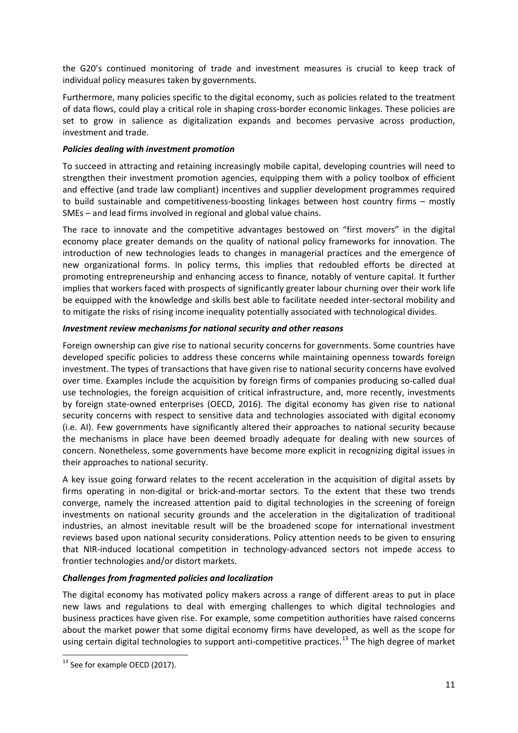the G20's continued monitoring of trade and investment measures is crucial to keep track of individual policy measures taken by governments.

Furthermore, many policies specific to the digital economy, such as policies related to the treatment of data flows, could play a critical role in shaping cross-border economic linkages. These policies are set to grow in salience as digitalization expands and becomes pervasive across production, investment and trade.

***Policies dealing with investment promotion***

To succeed in attracting and retaining increasingly mobile capital, developing countries will need to strengthen their investment promotion agencies, equipping them with a policy toolbox of efficient and effective (and trade law compliant) incentives and supplier development programmes required to build sustainable and competitiveness-boosting linkages between host country firms – mostly SMEs – and lead firms involved in regional and global value chains.

The race to innovate and the competitive advantages bestowed on "first movers" in the digital economy place greater demands on the quality of national policy frameworks for innovation. The introduction of new technologies leads to changes in managerial practices and the emergence of new organizational forms. In policy terms, this implies that redoubled efforts be directed at promoting entrepreneurship and enhancing access to finance, notably of venture capital. It further implies that workers faced with prospects of significantly greater labour churning over their work life be equipped with the knowledge and skills best able to facilitate needed inter-sectoral mobility and to mitigate the risks of rising income inequality potentially associated with technological divides.

***Investment review mechanisms for national security and other reasons***

Foreign ownership can give rise to national security concerns for governments. Some countries have developed specific policies to address these concerns while maintaining openness towards foreign investment. The types of transactions that have given rise to national security concerns have evolved over time. Examples include the acquisition by foreign firms of companies producing so-called dual use technologies, the foreign acquisition of critical infrastructure, and, more recently, investments by foreign state-owned enterprises (OECD, 2016). The digital economy has given rise to national security concerns with respect to sensitive data and technologies associated with digital economy (i.e. AI). Few governments have significantly altered their approaches to national security because the mechanisms in place have been deemed broadly adequate for dealing with new sources of concern. Nonetheless, some governments have become more explicit in recognizing digital issues in their approaches to national security.

A key issue going forward relates to the recent acceleration in the acquisition of digital assets by firms operating in non-digital or brick-and-mortar sectors. To the extent that these two trends converge, namely the increased attention paid to digital technologies in the screening of foreign investments on national security grounds and the acceleration in the digitalization of traditional industries, an almost inevitable result will be the broadened scope for international investment reviews based upon national security considerations. Policy attention needs to be given to ensuring that NIR-induced locational competition in technology-advanced sectors not impede access to frontier technologies and/or distort markets.

***Challenges from fragmented policies and localization***

The digital economy has motivated policy makers across a range of different areas to put in place new laws and regulations to deal with emerging challenges to which digital technologies and business practices have given rise. For example, some competition authorities have raised concerns about the market power that some digital economy firms have developed, as well as the scope for using certain digital technologies to support anti-competitive practices.[13] The high degree of market

[13] See for example OECD (2017).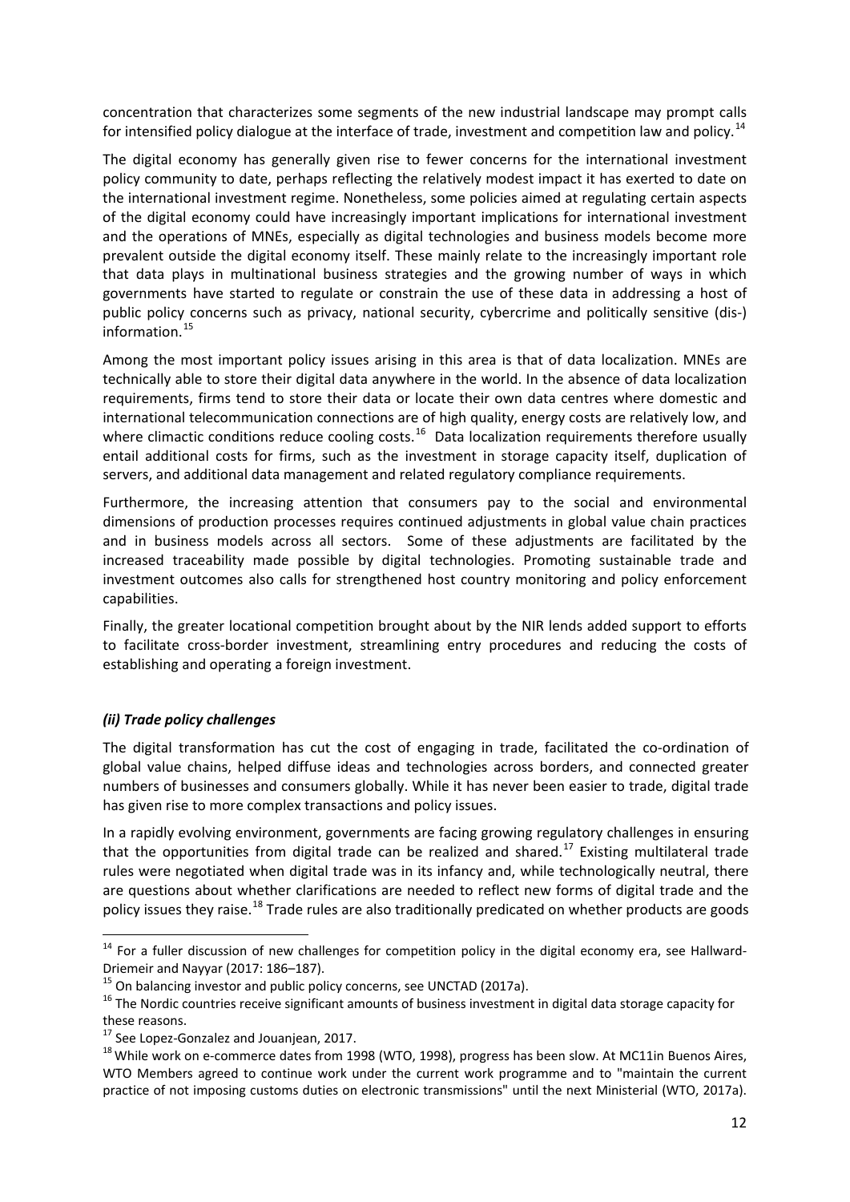concentration that characterizes some segments of the new industrial landscape may prompt calls for intensified policy dialogue at the interface of trade, investment and competition law and policy.[14]

The digital economy has generally given rise to fewer concerns for the international investment policy community to date, perhaps reflecting the relatively modest impact it has exerted to date on the international investment regime. Nonetheless, some policies aimed at regulating certain aspects of the digital economy could have increasingly important implications for international investment and the operations of MNEs, especially as digital technologies and business models become more prevalent outside the digital economy itself. These mainly relate to the increasingly important role that data plays in multinational business strategies and the growing number of ways in which governments have started to regulate or constrain the use of these data in addressing a host of public policy concerns such as privacy, national security, cybercrime and politically sensitive (dis-) information.[15]

Among the most important policy issues arising in this area is that of data localization. MNEs are technically able to store their digital data anywhere in the world. In the absence of data localization requirements, firms tend to store their data or locate their own data centres where domestic and international telecommunication connections are of high quality, energy costs are relatively low, and where climactic conditions reduce cooling costs.[16] Data localization requirements therefore usually entail additional costs for firms, such as the investment in storage capacity itself, duplication of servers, and additional data management and related regulatory compliance requirements.

Furthermore, the increasing attention that consumers pay to the social and environmental dimensions of production processes requires continued adjustments in global value chain practices and in business models across all sectors. Some of these adjustments are facilitated by the increased traceability made possible by digital technologies. Promoting sustainable trade and investment outcomes also calls for strengthened host country monitoring and policy enforcement capabilities.

Finally, the greater locational competition brought about by the NIR lends added support to efforts to facilitate cross-border investment, streamlining entry procedures and reducing the costs of establishing and operating a foreign investment.

### *(ii) Trade policy challenges*

The digital transformation has cut the cost of engaging in trade, facilitated the co-ordination of global value chains, helped diffuse ideas and technologies across borders, and connected greater numbers of businesses and consumers globally. While it has never been easier to trade, digital trade has given rise to more complex transactions and policy issues.

In a rapidly evolving environment, governments are facing growing regulatory challenges in ensuring that the opportunities from digital trade can be realized and shared.[17] Existing multilateral trade rules were negotiated when digital trade was in its infancy and, while technologically neutral, there are questions about whether clarifications are needed to reflect new forms of digital trade and the policy issues they raise.[18] Trade rules are also traditionally predicated on whether products are goods

---

[14] For a fuller discussion of new challenges for competition policy in the digital economy era, see Hallward-Driemeir and Nayyar (2017: 186–187).

[15] On balancing investor and public policy concerns, see UNCTAD (2017a).

[16] The Nordic countries receive significant amounts of business investment in digital data storage capacity for these reasons.

[17] See Lopez-Gonzalez and Jouanjean, 2017.

[18] While work on e-commerce dates from 1998 (WTO, 1998), progress has been slow. At MC11in Buenos Aires, WTO Members agreed to continue work under the current work programme and to "maintain the current practice of not imposing customs duties on electronic transmissions" until the next Ministerial (WTO, 2017a).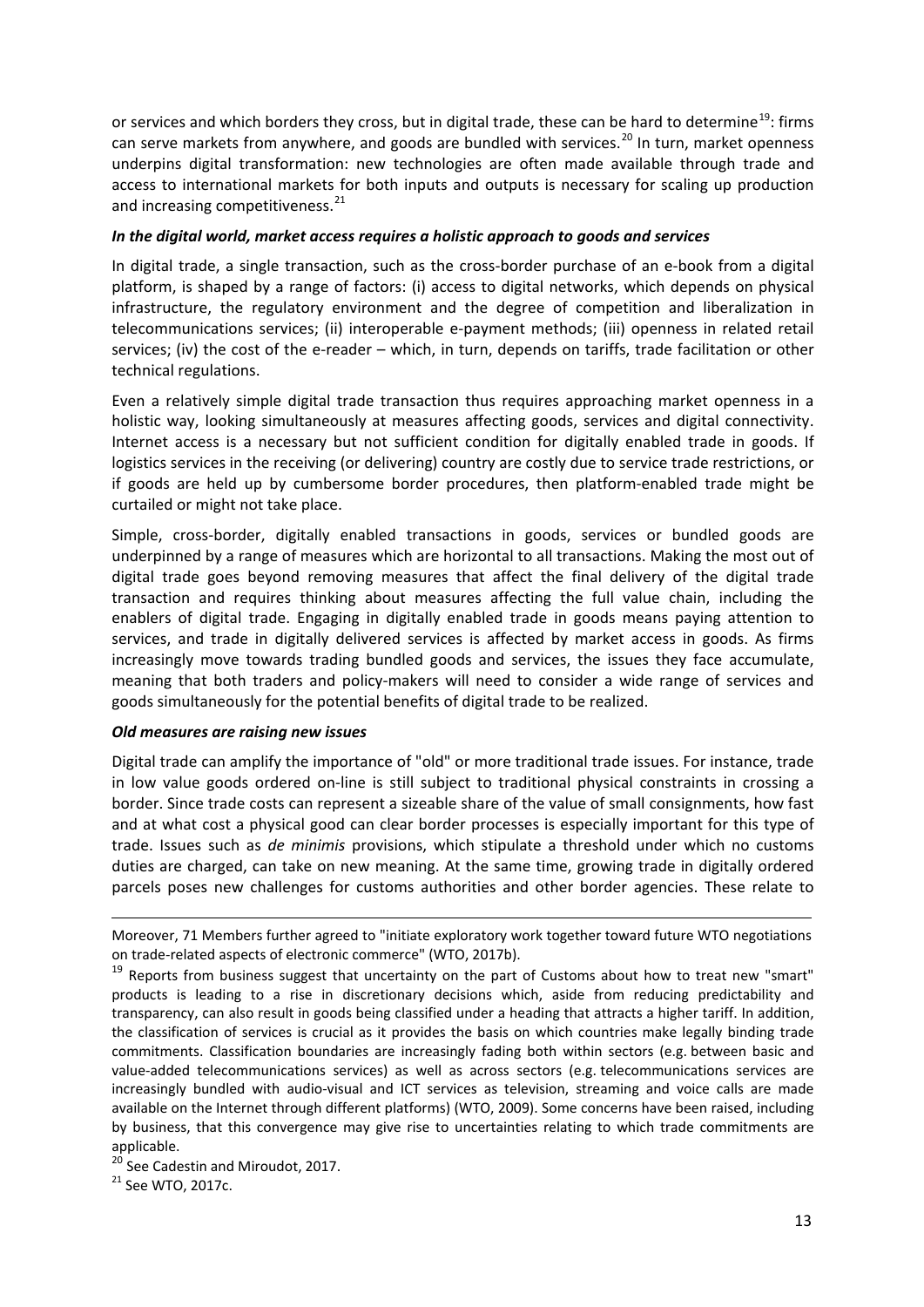or services and which borders they cross, but in digital trade, these can be hard to determine[19]: firms can serve markets from anywhere, and goods are bundled with services.[20] In turn, market openness underpins digital transformation: new technologies are often made available through trade and access to international markets for both inputs and outputs is necessary for scaling up production and increasing competitiveness.[21]

***In the digital world, market access requires a holistic approach to goods and services***

In digital trade, a single transaction, such as the cross-border purchase of an e-book from a digital platform, is shaped by a range of factors: (i) access to digital networks, which depends on physical infrastructure, the regulatory environment and the degree of competition and liberalization in telecommunications services; (ii) interoperable e-payment methods; (iii) openness in related retail services; (iv) the cost of the e-reader – which, in turn, depends on tariffs, trade facilitation or other technical regulations.

Even a relatively simple digital trade transaction thus requires approaching market openness in a holistic way, looking simultaneously at measures affecting goods, services and digital connectivity. Internet access is a necessary but not sufficient condition for digitally enabled trade in goods. If logistics services in the receiving (or delivering) country are costly due to service trade restrictions, or if goods are held up by cumbersome border procedures, then platform-enabled trade might be curtailed or might not take place.

Simple, cross-border, digitally enabled transactions in goods, services or bundled goods are underpinned by a range of measures which are horizontal to all transactions. Making the most out of digital trade goes beyond removing measures that affect the final delivery of the digital trade transaction and requires thinking about measures affecting the full value chain, including the enablers of digital trade. Engaging in digitally enabled trade in goods means paying attention to services, and trade in digitally delivered services is affected by market access in goods. As firms increasingly move towards trading bundled goods and services, the issues they face accumulate, meaning that both traders and policy-makers will need to consider a wide range of services and goods simultaneously for the potential benefits of digital trade to be realized.

***Old measures are raising new issues***

Digital trade can amplify the importance of "old" or more traditional trade issues. For instance, trade in low value goods ordered on-line is still subject to traditional physical constraints in crossing a border. Since trade costs can represent a sizeable share of the value of small consignments, how fast and at what cost a physical good can clear border processes is especially important for this type of trade. Issues such as *de minimis* provisions, which stipulate a threshold under which no customs duties are charged, can take on new meaning. At the same time, growing trade in digitally ordered parcels poses new challenges for customs authorities and other border agencies. These relate to

---

Moreover, 71 Members further agreed to "initiate exploratory work together toward future WTO negotiations on trade-related aspects of electronic commerce" (WTO, 2017b).

[19] Reports from business suggest that uncertainty on the part of Customs about how to treat new "smart" products is leading to a rise in discretionary decisions which, aside from reducing predictability and transparency, can also result in goods being classified under a heading that attracts a higher tariff. In addition, the classification of services is crucial as it provides the basis on which countries make legally binding trade commitments. Classification boundaries are increasingly fading both within sectors (e.g. between basic and value-added telecommunications services) as well as across sectors (e.g. telecommunications services are increasingly bundled with audio-visual and ICT services as television, streaming and voice calls are made available on the Internet through different platforms) (WTO, 2009). Some concerns have been raised, including by business, that this convergence may give rise to uncertainties relating to which trade commitments are applicable.

[20] See Cadestin and Miroudot, 2017.

[21] See WTO, 2017c.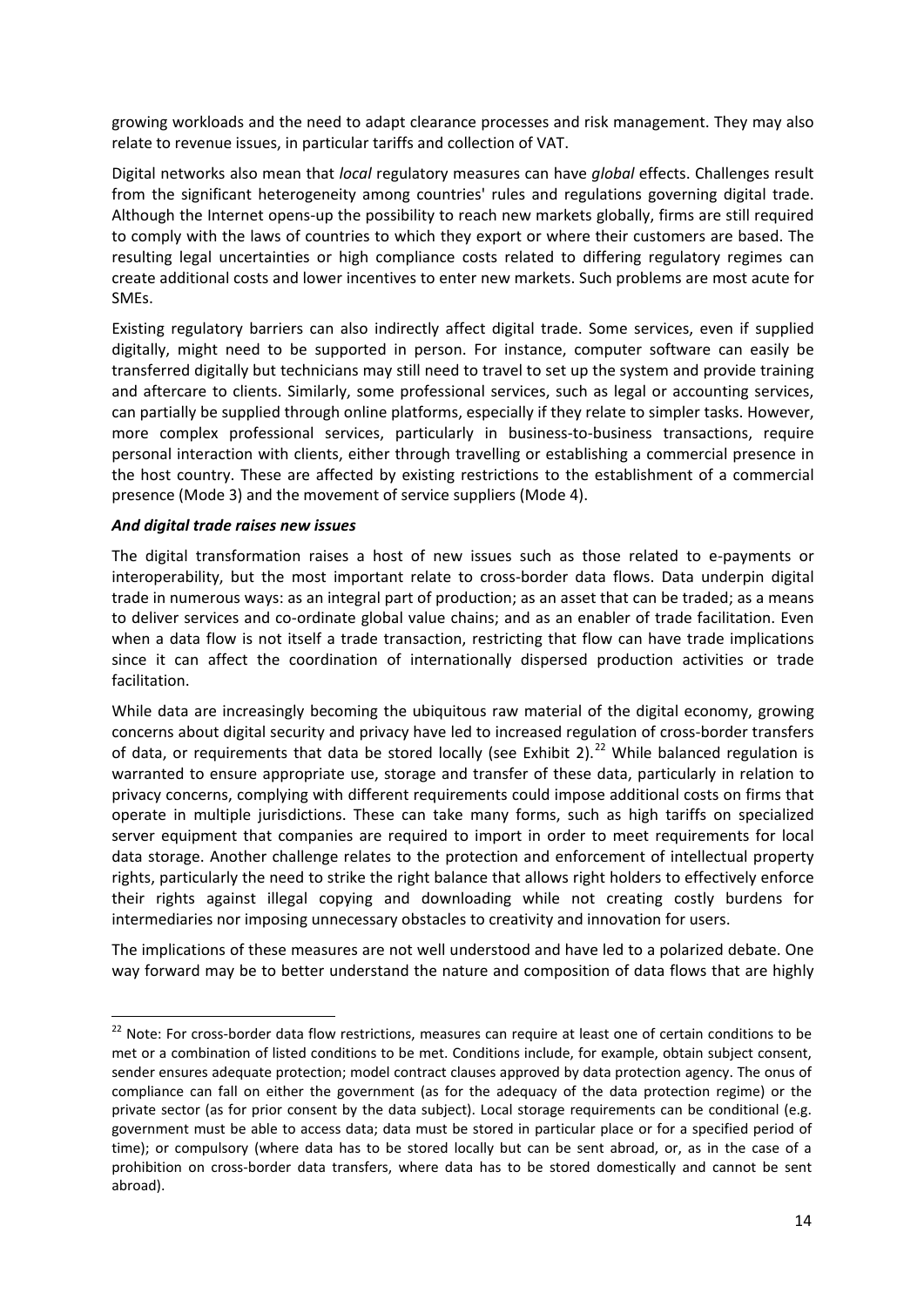growing workloads and the need to adapt clearance processes and risk management. They may also relate to revenue issues, in particular tariffs and collection of VAT.

Digital networks also mean that *local* regulatory measures can have *global* effects. Challenges result from the significant heterogeneity among countries' rules and regulations governing digital trade. Although the Internet opens-up the possibility to reach new markets globally, firms are still required to comply with the laws of countries to which they export or where their customers are based. The resulting legal uncertainties or high compliance costs related to differing regulatory regimes can create additional costs and lower incentives to enter new markets. Such problems are most acute for SMEs.

Existing regulatory barriers can also indirectly affect digital trade. Some services, even if supplied digitally, might need to be supported in person. For instance, computer software can easily be transferred digitally but technicians may still need to travel to set up the system and provide training and aftercare to clients. Similarly, some professional services, such as legal or accounting services, can partially be supplied through online platforms, especially if they relate to simpler tasks. However, more complex professional services, particularly in business-to-business transactions, require personal interaction with clients, either through travelling or establishing a commercial presence in the host country. These are affected by existing restrictions to the establishment of a commercial presence (Mode 3) and the movement of service suppliers (Mode 4).

***And digital trade raises new issues***

The digital transformation raises a host of new issues such as those related to e-payments or interoperability, but the most important relate to cross-border data flows. Data underpin digital trade in numerous ways: as an integral part of production; as an asset that can be traded; as a means to deliver services and co-ordinate global value chains; and as an enabler of trade facilitation. Even when a data flow is not itself a trade transaction, restricting that flow can have trade implications since it can affect the coordination of internationally dispersed production activities or trade facilitation.

While data are increasingly becoming the ubiquitous raw material of the digital economy, growing concerns about digital security and privacy have led to increased regulation of cross-border transfers of data, or requirements that data be stored locally (see Exhibit 2).[22] While balanced regulation is warranted to ensure appropriate use, storage and transfer of these data, particularly in relation to privacy concerns, complying with different requirements could impose additional costs on firms that operate in multiple jurisdictions. These can take many forms, such as high tariffs on specialized server equipment that companies are required to import in order to meet requirements for local data storage. Another challenge relates to the protection and enforcement of intellectual property rights, particularly the need to strike the right balance that allows right holders to effectively enforce their rights against illegal copying and downloading while not creating costly burdens for intermediaries nor imposing unnecessary obstacles to creativity and innovation for users.

The implications of these measures are not well understood and have led to a polarized debate. One way forward may be to better understand the nature and composition of data flows that are highly

[22] Note: For cross-border data flow restrictions, measures can require at least one of certain conditions to be met or a combination of listed conditions to be met. Conditions include, for example, obtain subject consent, sender ensures adequate protection; model contract clauses approved by data protection agency. The onus of compliance can fall on either the government (as for the adequacy of the data protection regime) or the private sector (as for prior consent by the data subject). Local storage requirements can be conditional (e.g. government must be able to access data; data must be stored in particular place or for a specified period of time); or compulsory (where data has to be stored locally but can be sent abroad, or, as in the case of a prohibition on cross-border data transfers, where data has to be stored domestically and cannot be sent abroad).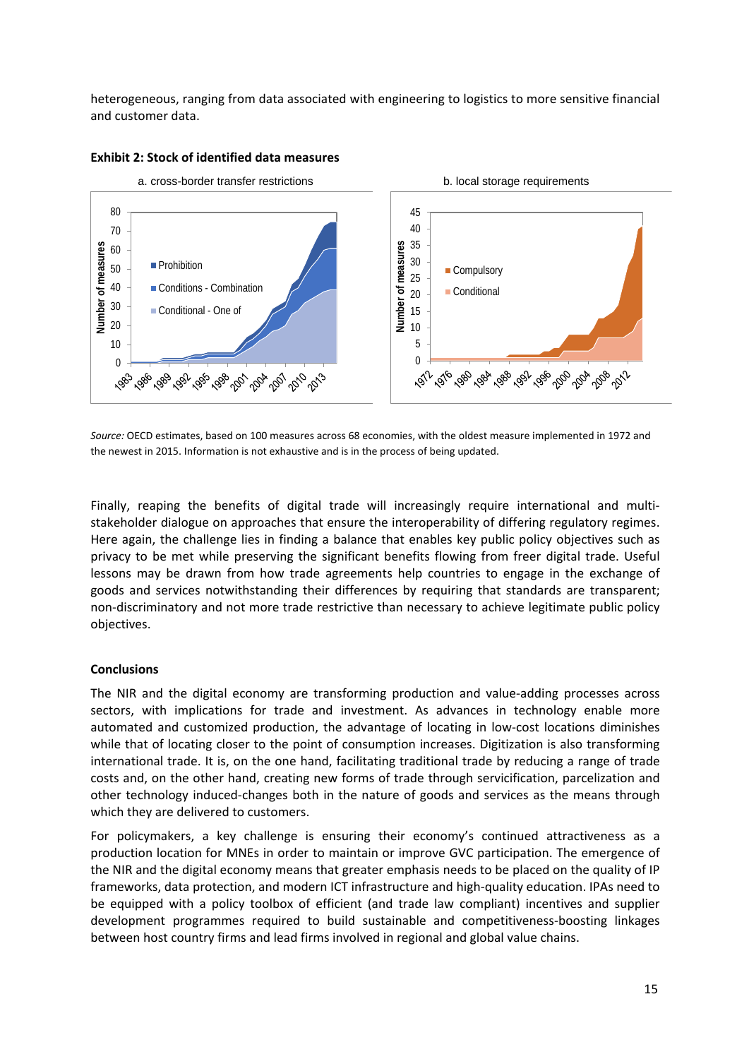heterogeneous, ranging from data associated with engineering to logistics to more sensitive financial and customer data.

**Exhibit 2: Stock of identified data measures**

*Source:* OECD estimates, based on 100 measures across 68 economies, with the oldest measure implemented in 1972 and the newest in 2015. Information is not exhaustive and is in the process of being updated.

Finally, reaping the benefits of digital trade will increasingly require international and multi-stakeholder dialogue on approaches that ensure the interoperability of differing regulatory regimes. Here again, the challenge lies in finding a balance that enables key public policy objectives such as privacy to be met while preserving the significant benefits flowing from freer digital trade. Useful lessons may be drawn from how trade agreements help countries to engage in the exchange of goods and services notwithstanding their differences by requiring that standards are transparent; non-discriminatory and not more trade restrictive than necessary to achieve legitimate public policy objectives.

**Conclusions**

The NIR and the digital economy are transforming production and value-adding processes across sectors, with implications for trade and investment. As advances in technology enable more automated and customized production, the advantage of locating in low-cost locations diminishes while that of locating closer to the point of consumption increases. Digitization is also transforming international trade. It is, on the one hand, facilitating traditional trade by reducing a range of trade costs and, on the other hand, creating new forms of trade through servicification, parcelization and other technology induced-changes both in the nature of goods and services as the means through which they are delivered to customers.

For policymakers, a key challenge is ensuring their economy's continued attractiveness as a production location for MNEs in order to maintain or improve GVC participation. The emergence of the NIR and the digital economy means that greater emphasis needs to be placed on the quality of IP frameworks, data protection, and modern ICT infrastructure and high-quality education. IPAs need to be equipped with a policy toolbox of efficient (and trade law compliant) incentives and supplier development programmes required to build sustainable and competitiveness-boosting linkages between host country firms and lead firms involved in regional and global value chains.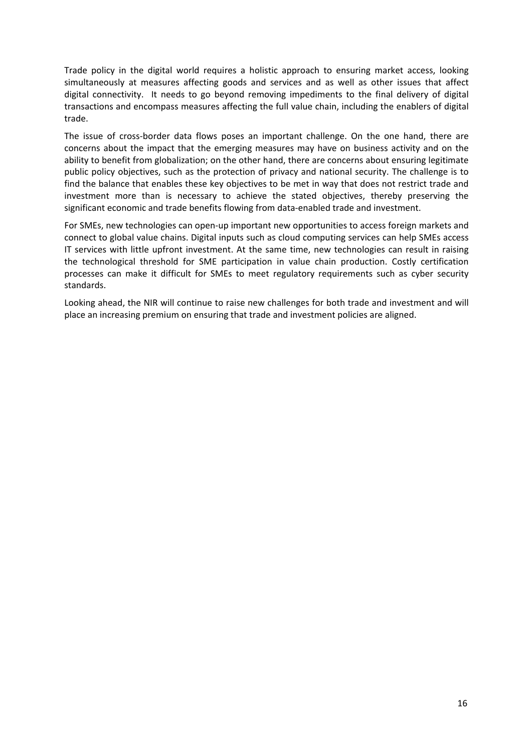Trade policy in the digital world requires a holistic approach to ensuring market access, looking simultaneously at measures affecting goods and services and as well as other issues that affect digital connectivity. It needs to go beyond removing impediments to the final delivery of digital transactions and encompass measures affecting the full value chain, including the enablers of digital trade.

The issue of cross-border data flows poses an important challenge. On the one hand, there are concerns about the impact that the emerging measures may have on business activity and on the ability to benefit from globalization; on the other hand, there are concerns about ensuring legitimate public policy objectives, such as the protection of privacy and national security. The challenge is to find the balance that enables these key objectives to be met in way that does not restrict trade and investment more than is necessary to achieve the stated objectives, thereby preserving the significant economic and trade benefits flowing from data-enabled trade and investment.

For SMEs, new technologies can open-up important new opportunities to access foreign markets and connect to global value chains. Digital inputs such as cloud computing services can help SMEs access IT services with little upfront investment. At the same time, new technologies can result in raising the technological threshold for SME participation in value chain production. Costly certification processes can make it difficult for SMEs to meet regulatory requirements such as cyber security standards.

Looking ahead, the NIR will continue to raise new challenges for both trade and investment and will place an increasing premium on ensuring that trade and investment policies are aligned.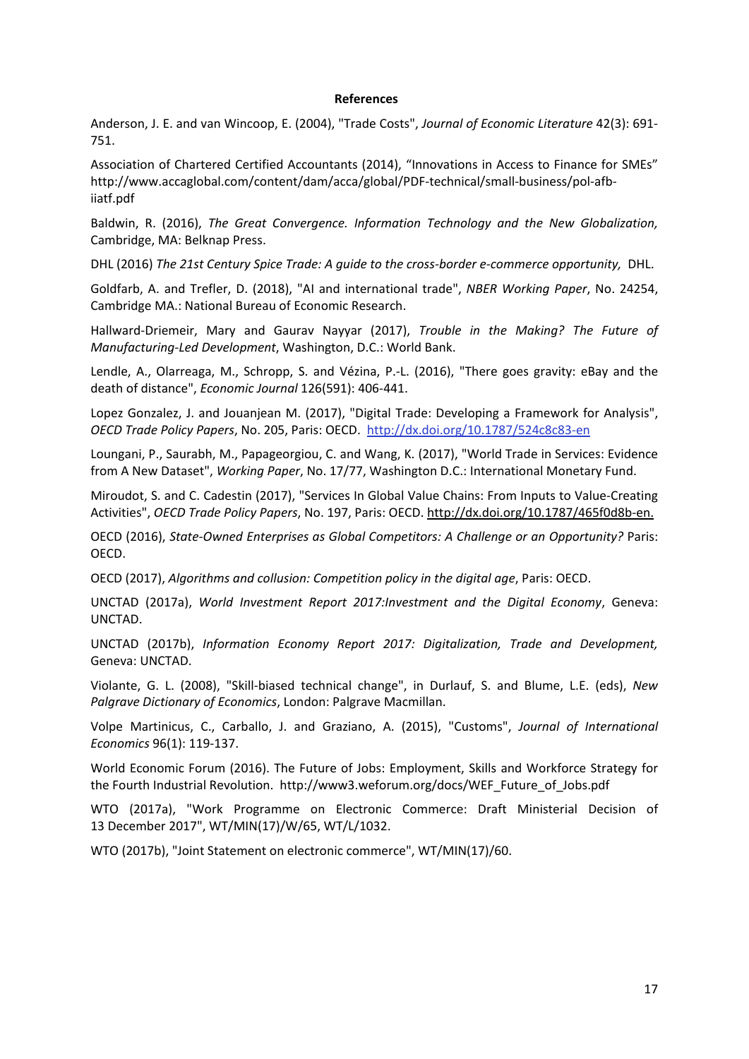**References**

Anderson, J. E. and van Wincoop, E. (2004), "Trade Costs", *Journal of Economic Literature* 42(3): 691-751.

Association of Chartered Certified Accountants (2014), “Innovations in Access to Finance for SMEs” http://www.accaglobal.com/content/dam/acca/global/PDF-technical/small-business/pol-afb-iiatf.pdf

Baldwin, R. (2016), *The Great Convergence. Information Technology and the New Globalization,* Cambridge, MA: Belknap Press.

DHL (2016) *The 21st Century Spice Trade: A guide to the cross-border e-commerce opportunity,* DHL.

Goldfarb, A. and Trefler, D. (2018), "AI and international trade", *NBER Working Paper*, No. 24254, Cambridge MA.: National Bureau of Economic Research.

Hallward-Driemeir, Mary and Gaurav Nayyar (2017), *Trouble in the Making? The Future of Manufacturing-Led Development*, Washington, D.C.: World Bank.

Lendle, A., Olarreaga, M., Schropp, S. and Vézina, P.-L. (2016), "There goes gravity: eBay and the death of distance", *Economic Journal* 126(591): 406-441.

Lopez Gonzalez, J. and Jouanjean M. (2017), "Digital Trade: Developing a Framework for Analysis", *OECD Trade Policy Papers*, No. 205, Paris: OECD. http://dx.doi.org/10.1787/524c8c83-en

Loungani, P., Saurabh, M., Papageorgiou, C. and Wang, K. (2017), "World Trade in Services: Evidence from A New Dataset", *Working Paper*, No. 17/77, Washington D.C.: International Monetary Fund.

Miroudot, S. and C. Cadestin (2017), "Services In Global Value Chains: From Inputs to Value-Creating Activities", *OECD Trade Policy Papers*, No. 197, Paris: OECD. http://dx.doi.org/10.1787/465f0d8b-en.

OECD (2016), *State-Owned Enterprises as Global Competitors: A Challenge or an Opportunity?* Paris: OECD.

OECD (2017), *Algorithms and collusion: Competition policy in the digital age*, Paris: OECD.

UNCTAD (2017a), *World Investment Report 2017:Investment and the Digital Economy*, Geneva: UNCTAD.

UNCTAD (2017b), *Information Economy Report 2017: Digitalization, Trade and Development,* Geneva: UNCTAD.

Violante, G. L. (2008), "Skill-biased technical change", in Durlauf, S. and Blume, L.E. (eds), *New Palgrave Dictionary of Economics*, London: Palgrave Macmillan.

Volpe Martinicus, C., Carballo, J. and Graziano, A. (2015), "Customs", *Journal of International Economics* 96(1): 119-137.

World Economic Forum (2016). The Future of Jobs: Employment, Skills and Workforce Strategy for the Fourth Industrial Revolution. http://www3.weforum.org/docs/WEF_Future_of_Jobs.pdf

WTO (2017a), "Work Programme on Electronic Commerce: Draft Ministerial Decision of 13 December 2017", WT/MIN(17)/W/65, WT/L/1032.

WTO (2017b), "Joint Statement on electronic commerce", WT/MIN(17)/60.